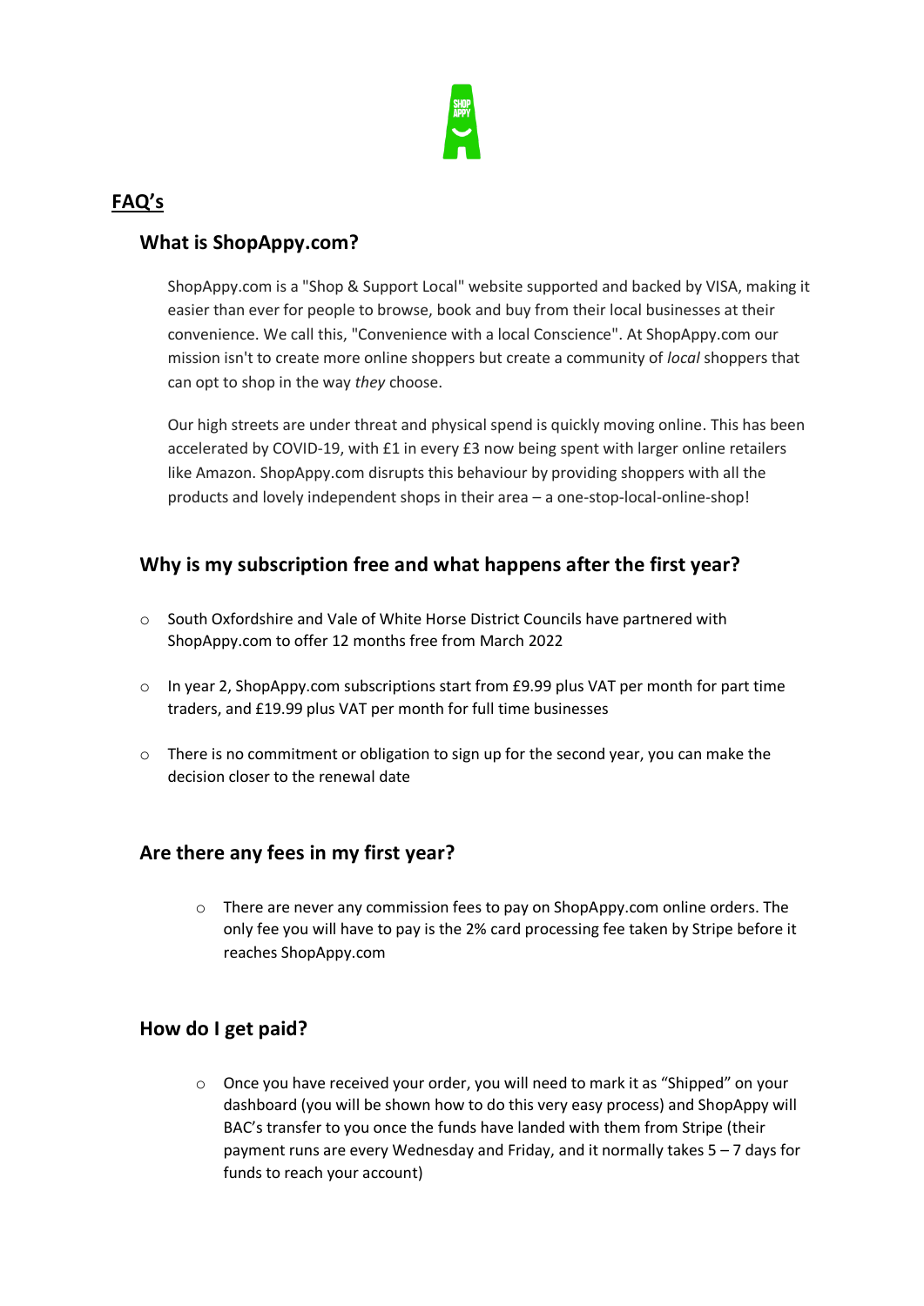## FAQ's

### What is ShopAppy.com?

ShopAppy.com is a "Shop & Support Local" website supported and backed by VISA, making it easier than ever for people to browse, book and buy from their local businesses at their convenience. We call this, "Convenience with a local Conscience". At ShopAppy.com our mission isn't to create more online shoppers but create a community of *local* shoppers that can opt to shop in the way *they* choose.

Our high streets are under threat and physical spend is quickly moving online. This has been accelerated by COVID-19, with £1 in every £3 now being spent with larger online retailers like Amazon. ShopAppy.com disrupts this behaviour by providing shoppers with all the products and lovely independent shops in their area – a one-stop-local-online-shop!

### Why is my subscription free and what happens after the first year?

- South Oxfordshire and Vale of White Horse District Councils have partnered with ShopAppy.com to offer 12 months free from March 2022
- In year 2, ShopAppy.com subscriptions start from £9.99 plus VAT per month for part time traders, and £19.99 plus VAT per month for full time businesses
- There is no commitment or obligation to sign up for the second year, you can make the decision closer to the renewal date

### Are there any fees in my first year?

- There are never any commission fees to pay on ShopAppy.com online orders. The only fee you will have to pay is the 2% card processing fee taken by Stripe before it reaches ShopAppy.com

### How do I get paid?

- Once you have received your order, you will need to mark it as "Shipped" on your dashboard (you will be shown how to do this very easy process) and ShopAppy will BAC's transfer to you once the funds have landed with them from Stripe (their payment runs are every Wednesday and Friday, and it normally takes 5 – 7 days for funds to reach your account)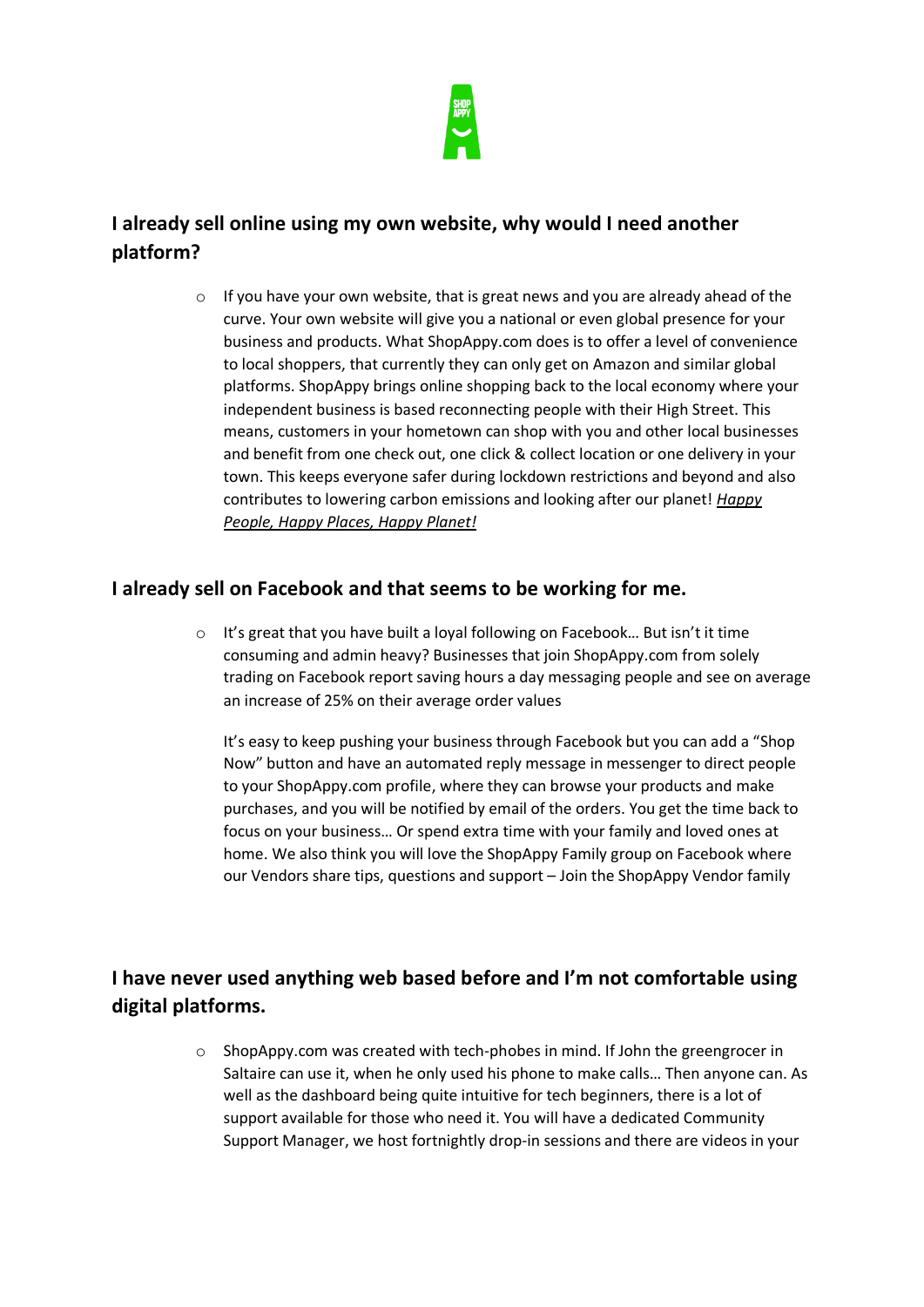## I already sell online using my own website, why would I need another platform?

- If you have your own website, that is great news and you are already ahead of the curve. Your own website will give you a national or even global presence for your business and products. What ShopAppy.com does is to offer a level of convenience to local shoppers, that currently they can only get on Amazon and similar global platforms. ShopAppy brings online shopping back to the local economy where your independent business is based reconnecting people with their High Street. This means, customers in your hometown can shop with you and other local businesses and benefit from one check out, one click & collect location or one delivery in your town. This keeps everyone safer during lockdown restrictions and beyond and also contributes to lowering carbon emissions and looking after our planet! ***Happy People, Happy Places, Happy Planet!***

## I already sell on Facebook and that seems to be working for me.

- It's great that you have built a loyal following on Facebook… But isn't it time consuming and admin heavy? Businesses that join ShopAppy.com from solely trading on Facebook report saving hours a day messaging people and see on average an increase of 25% on their average order values

  It's easy to keep pushing your business through Facebook but you can add a "Shop Now" button and have an automated reply message in messenger to direct people to your ShopAppy.com profile, where they can browse your products and make purchases, and you will be notified by email of the orders. You get the time back to focus on your business… Or spend extra time with your family and loved ones at home. We also think you will love the ShopAppy Family group on Facebook where our Vendors share tips, questions and support – Join the ShopAppy Vendor family

## I have never used anything web based before and I'm not comfortable using digital platforms.

- ShopAppy.com was created with tech-phobes in mind. If John the greengrocer in Saltaire can use it, when he only used his phone to make calls… Then anyone can. As well as the dashboard being quite intuitive for tech beginners, there is a lot of support available for those who need it. You will have a dedicated Community Support Manager, we host fortnightly drop-in sessions and there are videos in your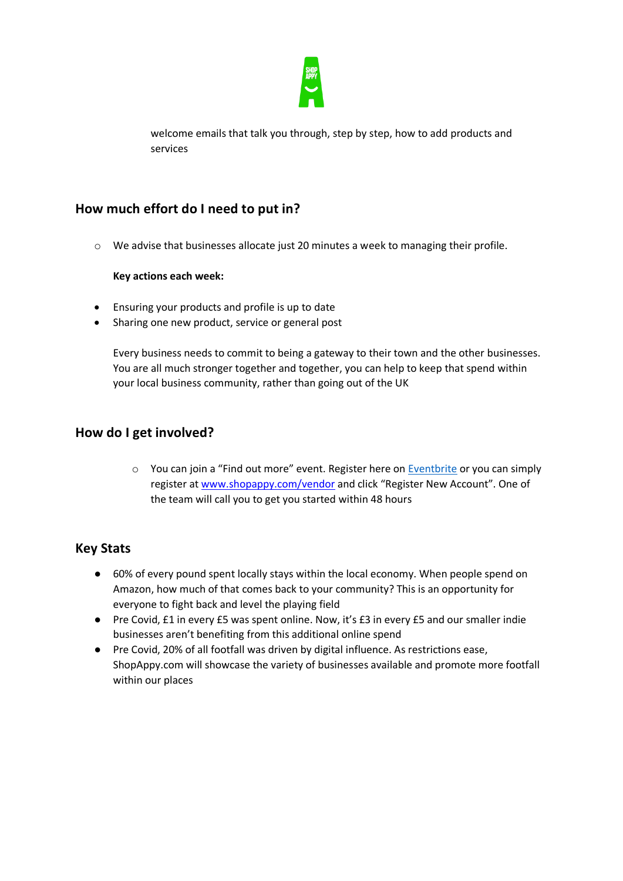welcome emails that talk you through, step by step, how to add products and services

## How much effort do I need to put in?

- We advise that businesses allocate just 20 minutes a week to managing their profile.

**Key actions each week:**

- Ensuring your products and profile is up to date
- Sharing one new product, service or general post

Every business needs to commit to being a gateway to their town and the other businesses. You are all much stronger together and together, you can help to keep that spend within your local business community, rather than going out of the UK

## How do I get involved?

- You can join a "Find out more" event. Register here on [Eventbrite]() or you can simply register at [www.shopappy.com/vendor](www.shopappy.com/vendor) and click "Register New Account". One of the team will call you to get you started within 48 hours

## Key Stats

- 60% of every pound spent locally stays within the local economy. When people spend on Amazon, how much of that comes back to your community? This is an opportunity for everyone to fight back and level the playing field
- Pre Covid, £1 in every £5 was spent online. Now, it's £3 in every £5 and our smaller indie businesses aren't benefiting from this additional online spend
- Pre Covid, 20% of all footfall was driven by digital influence. As restrictions ease, ShopAppy.com will showcase the variety of businesses available and promote more footfall within our places